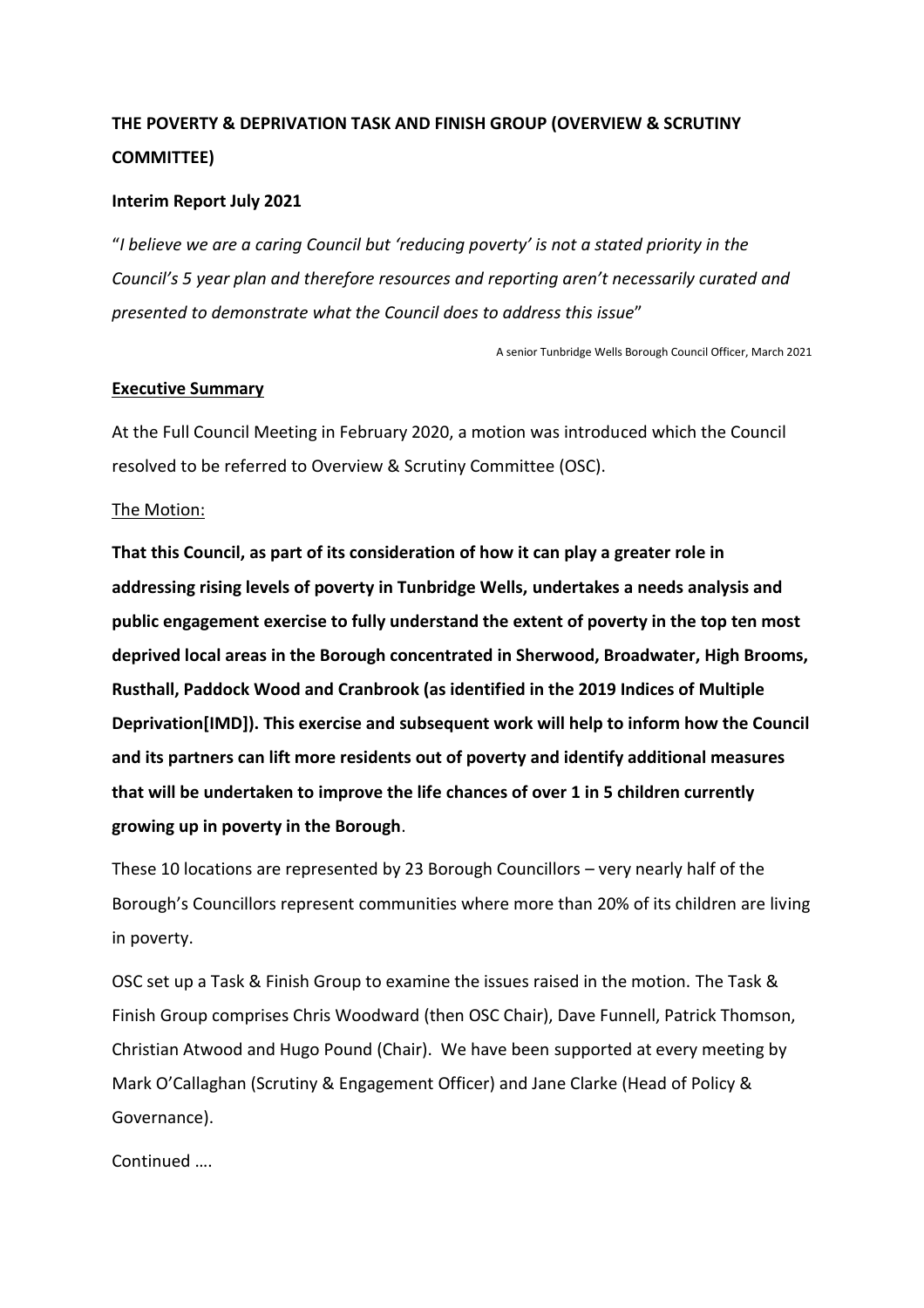# THE POVERTY & DEPRIVATION TASK AND FINISH GROUP (OVERVIEW & SCRUTINY COMMITTEE)

**Interim Report July 2021**

"*I believe we are a caring Council but 'reducing poverty' is not a stated priority in the Council's 5 year plan and therefore resources and reporting aren't necessarily curated and presented to demonstrate what the Council does to address this issue*"

A senior Tunbridge Wells Borough Council Officer, March 2021

## Executive Summary

At the Full Council Meeting in February 2020, a motion was introduced which the Council resolved to be referred to Overview & Scrutiny Committee (OSC).

The Motion:

**That this Council, as part of its consideration of how it can play a greater role in addressing rising levels of poverty in Tunbridge Wells, undertakes a needs analysis and public engagement exercise to fully understand the extent of poverty in the top ten most deprived local areas in the Borough concentrated in Sherwood, Broadwater, High Brooms, Rusthall, Paddock Wood and Cranbrook (as identified in the 2019 Indices of Multiple Deprivation[IMD]). This exercise and subsequent work will help to inform how the Council and its partners can lift more residents out of poverty and identify additional measures that will be undertaken to improve the life chances of over 1 in 5 children currently growing up in poverty in the Borough**.

These 10 locations are represented by 23 Borough Councillors – very nearly half of the Borough's Councillors represent communities where more than 20% of its children are living in poverty.

OSC set up a Task & Finish Group to examine the issues raised in the motion. The Task & Finish Group comprises Chris Woodward (then OSC Chair), Dave Funnell, Patrick Thomson, Christian Atwood and Hugo Pound (Chair). We have been supported at every meeting by Mark O'Callaghan (Scrutiny & Engagement Officer) and Jane Clarke (Head of Policy & Governance).

Continued ….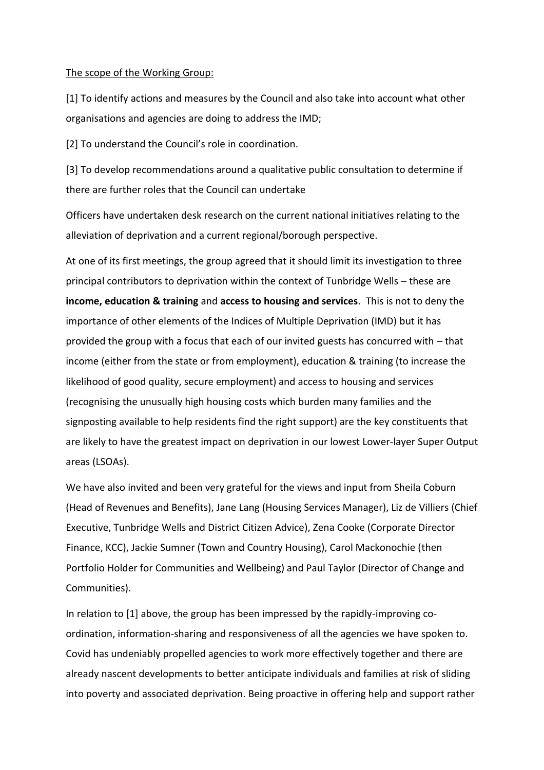The scope of the Working Group:

[1] To identify actions and measures by the Council and also take into account what other organisations and agencies are doing to address the IMD;

[2] To understand the Council's role in coordination.

[3] To develop recommendations around a qualitative public consultation to determine if there are further roles that the Council can undertake

Officers have undertaken desk research on the current national initiatives relating to the alleviation of deprivation and a current regional/borough perspective.

At one of its first meetings, the group agreed that it should limit its investigation to three principal contributors to deprivation within the context of Tunbridge Wells – these are **income, education & training** and **access to housing and services**. This is not to deny the importance of other elements of the Indices of Multiple Deprivation (IMD) but it has provided the group with a focus that each of our invited guests has concurred with – that income (either from the state or from employment), education & training (to increase the likelihood of good quality, secure employment) and access to housing and services (recognising the unusually high housing costs which burden many families and the signposting available to help residents find the right support) are the key constituents that are likely to have the greatest impact on deprivation in our lowest Lower-layer Super Output areas (LSOAs).

We have also invited and been very grateful for the views and input from Sheila Coburn (Head of Revenues and Benefits), Jane Lang (Housing Services Manager), Liz de Villiers (Chief Executive, Tunbridge Wells and District Citizen Advice), Zena Cooke (Corporate Director Finance, KCC), Jackie Sumner (Town and Country Housing), Carol Mackonochie (then Portfolio Holder for Communities and Wellbeing) and Paul Taylor (Director of Change and Communities).

In relation to [1] above, the group has been impressed by the rapidly-improving co-ordination, information-sharing and responsiveness of all the agencies we have spoken to. Covid has undeniably propelled agencies to work more effectively together and there are already nascent developments to better anticipate individuals and families at risk of sliding into poverty and associated deprivation. Being proactive in offering help and support rather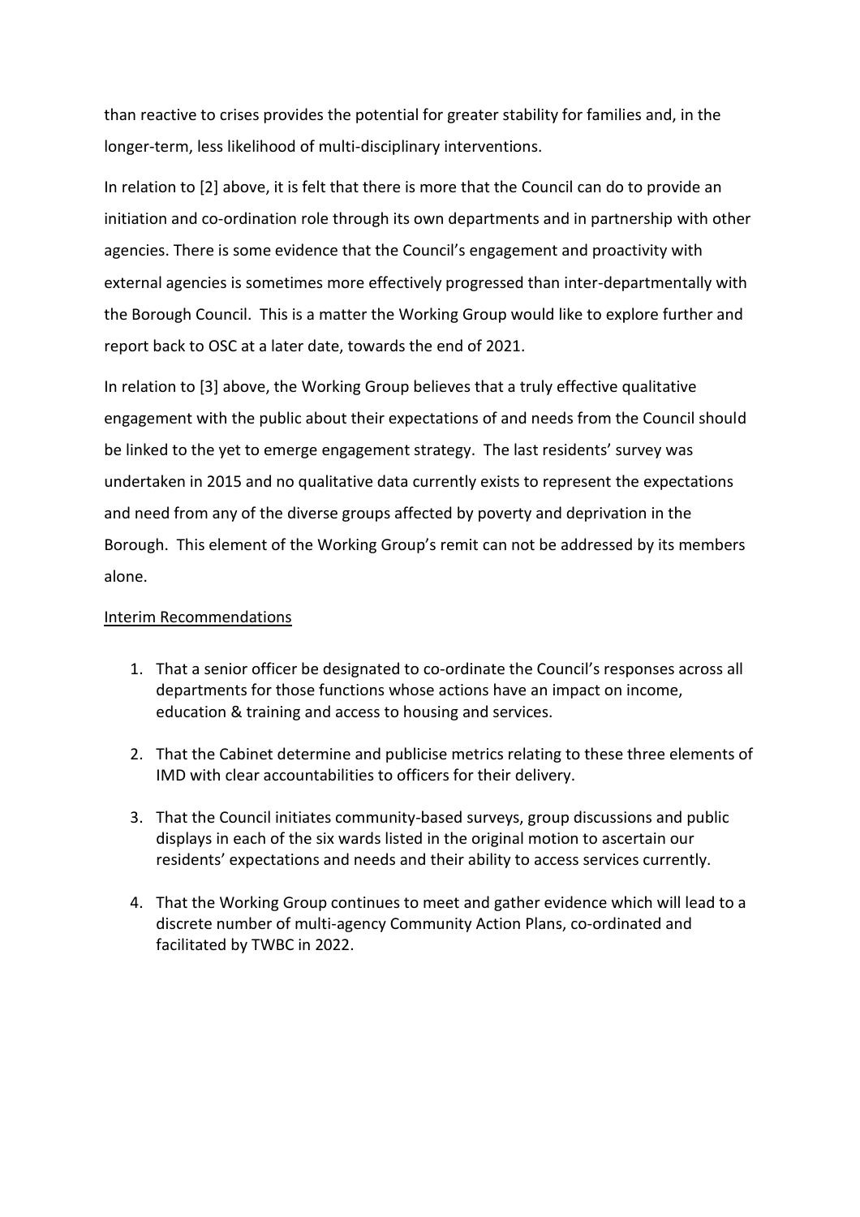than reactive to crises provides the potential for greater stability for families and, in the longer-term, less likelihood of multi-disciplinary interventions.

In relation to [2] above, it is felt that there is more that the Council can do to provide an initiation and co-ordination role through its own departments and in partnership with other agencies. There is some evidence that the Council's engagement and proactivity with external agencies is sometimes more effectively progressed than inter-departmentally with the Borough Council. This is a matter the Working Group would like to explore further and report back to OSC at a later date, towards the end of 2021.

In relation to [3] above, the Working Group believes that a truly effective qualitative engagement with the public about their expectations of and needs from the Council should be linked to the yet to emerge engagement strategy. The last residents' survey was undertaken in 2015 and no qualitative data currently exists to represent the expectations and need from any of the diverse groups affected by poverty and deprivation in the Borough. This element of the Working Group's remit can not be addressed by its members alone.

<u>Interim Recommendations</u>

1. That a senior officer be designated to co-ordinate the Council's responses across all departments for those functions whose actions have an impact on income, education & training and access to housing and services.

2. That the Cabinet determine and publicise metrics relating to these three elements of IMD with clear accountabilities to officers for their delivery.

3. That the Council initiates community-based surveys, group discussions and public displays in each of the six wards listed in the original motion to ascertain our residents' expectations and needs and their ability to access services currently.

4. That the Working Group continues to meet and gather evidence which will lead to a discrete number of multi-agency Community Action Plans, co-ordinated and facilitated by TWBC in 2022.